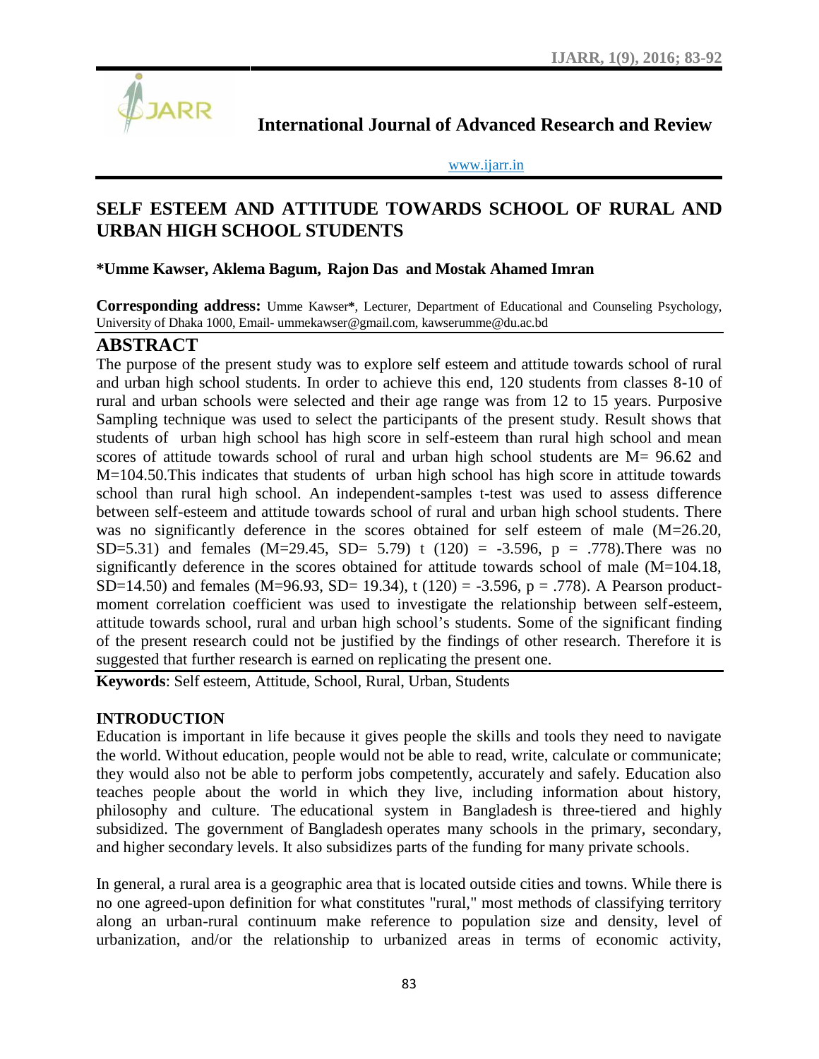# International Journal of Advanced Research and Review

www.ijarr.in

## SELF ESTEEM AND ATTITUDE TOWARDS SCHOOL OF RURAL AND URBAN HIGH SCHOOL STUDENTS

**\*Umme Kawser, Aklema Bagum, Rajon Das and Mostak Ahamed Imran**

**Corresponding address:** Umme Kawser\*, Lecturer, Department of Educational and Counseling Psychology, University of Dhaka 1000, Email- ummekawser@gmail.com, kawserumme@du.ac.bd

## ABSTRACT

The purpose of the present study was to explore self esteem and attitude towards school of rural and urban high school students. In order to achieve this end, 120 students from classes 8-10 of rural and urban schools were selected and their age range was from 12 to 15 years. Purposive Sampling technique was used to select the participants of the present study. Result shows that students of urban high school has high score in self-esteem than rural high school and mean scores of attitude towards school of rural and urban high school students are M= 96.62 and M=104.50.This indicates that students of urban high school has high score in attitude towards school than rural high school. An independent-samples t-test was used to assess difference between self-esteem and attitude towards school of rural and urban high school students. There was no significantly deference in the scores obtained for self esteem of male (M=26.20, SD=5.31) and females (M=29.45, SD= 5.79) t (120) = -3.596, p = .778).There was no significantly deference in the scores obtained for attitude towards school of male (M=104.18, SD=14.50) and females (M=96.93, SD= 19.34), t (120) = -3.596, p = .778). A Pearson product-moment correlation coefficient was used to investigate the relationship between self-esteem, attitude towards school, rural and urban high school's students. Some of the significant finding of the present research could not be justified by the findings of other research. Therefore it is suggested that further research is earned on replicating the present one.

**Keywords**: Self esteem, Attitude, School, Rural, Urban, Students

### INTRODUCTION

Education is important in life because it gives people the skills and tools they need to navigate the world. Without education, people would not be able to read, write, calculate or communicate; they would also not be able to perform jobs competently, accurately and safely. Education also teaches people about the world in which they live, including information about history, philosophy and culture. The educational system in Bangladesh is three-tiered and highly subsidized. The government of Bangladesh operates many schools in the primary, secondary, and higher secondary levels. It also subsidizes parts of the funding for many private schools.

In general, a rural area is a geographic area that is located outside cities and towns. While there is no one agreed-upon definition for what constitutes "rural," most methods of classifying territory along an urban-rural continuum make reference to population size and density, level of urbanization, and/or the relationship to urbanized areas in terms of economic activity,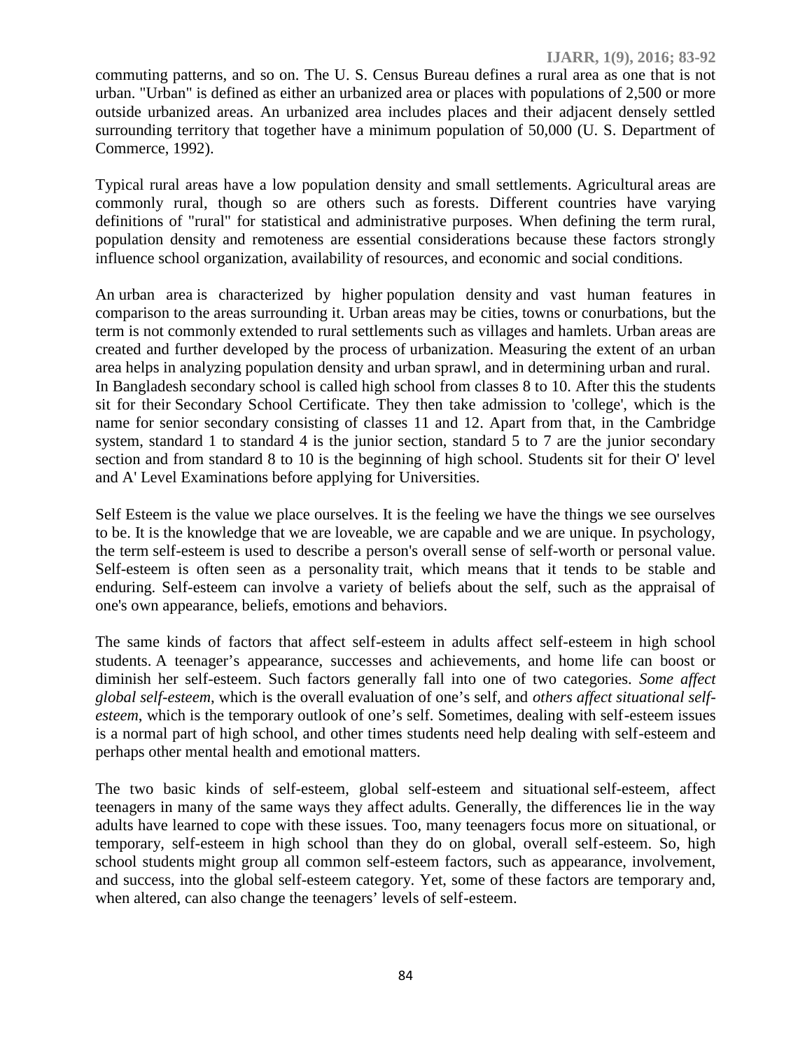commuting patterns, and so on. The U. S. Census Bureau defines a rural area as one that is not urban. "Urban" is defined as either an urbanized area or places with populations of 2,500 or more outside urbanized areas. An urbanized area includes places and their adjacent densely settled surrounding territory that together have a minimum population of 50,000 (U. S. Department of Commerce, 1992).

Typical rural areas have a low population density and small settlements. Agricultural areas are commonly rural, though so are others such as forests. Different countries have varying definitions of "rural" for statistical and administrative purposes. When defining the term rural, population density and remoteness are essential considerations because these factors strongly influence school organization, availability of resources, and economic and social conditions.

An urban area is characterized by higher population density and vast human features in comparison to the areas surrounding it. Urban areas may be cities, towns or conurbations, but the term is not commonly extended to rural settlements such as villages and hamlets. Urban areas are created and further developed by the process of urbanization. Measuring the extent of an urban area helps in analyzing population density and urban sprawl, and in determining urban and rural.
In Bangladesh secondary school is called high school from classes 8 to 10. After this the students sit for their Secondary School Certificate. They then take admission to 'college', which is the name for senior secondary consisting of classes 11 and 12. Apart from that, in the Cambridge system, standard 1 to standard 4 is the junior section, standard 5 to 7 are the junior secondary section and from standard 8 to 10 is the beginning of high school. Students sit for their O' level and A' Level Examinations before applying for Universities.

Self Esteem is the value we place ourselves. It is the feeling we have the things we see ourselves to be. It is the knowledge that we are loveable, we are capable and we are unique. In psychology, the term self-esteem is used to describe a person's overall sense of self-worth or personal value. Self-esteem is often seen as a personality trait, which means that it tends to be stable and enduring. Self-esteem can involve a variety of beliefs about the self, such as the appraisal of one's own appearance, beliefs, emotions and behaviors.

The same kinds of factors that affect self-esteem in adults affect self-esteem in high school students. A teenager's appearance, successes and achievements, and home life can boost or diminish her self-esteem. Such factors generally fall into one of two categories. *Some affect global self-esteem*, which is the overall evaluation of one's self, and *others affect situational self-esteem*, which is the temporary outlook of one's self. Sometimes, dealing with self-esteem issues is a normal part of high school, and other times students need help dealing with self-esteem and perhaps other mental health and emotional matters.

The two basic kinds of self-esteem, global self-esteem and situational self-esteem, affect teenagers in many of the same ways they affect adults. Generally, the differences lie in the way adults have learned to cope with these issues. Too, many teenagers focus more on situational, or temporary, self-esteem in high school than they do on global, overall self-esteem. So, high school students might group all common self-esteem factors, such as appearance, involvement, and success, into the global self-esteem category. Yet, some of these factors are temporary and, when altered, can also change the teenagers' levels of self-esteem.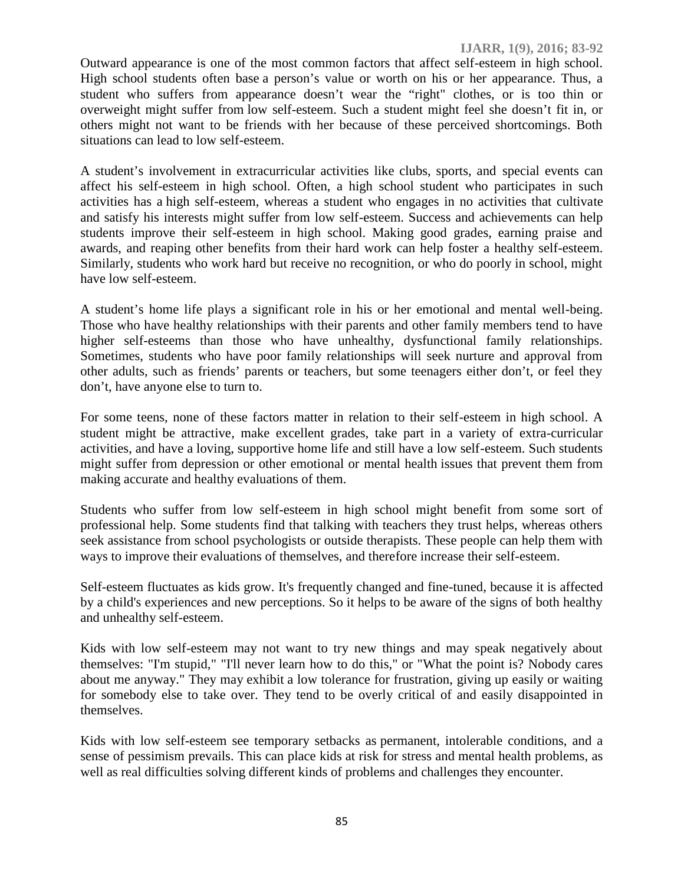Outward appearance is one of the most common factors that affect self-esteem in high school. High school students often base a person's value or worth on his or her appearance. Thus, a student who suffers from appearance doesn't wear the "right" clothes, or is too thin or overweight might suffer from low self-esteem. Such a student might feel she doesn't fit in, or others might not want to be friends with her because of these perceived shortcomings. Both situations can lead to low self-esteem.

A student's involvement in extracurricular activities like clubs, sports, and special events can affect his self-esteem in high school. Often, a high school student who participates in such activities has a high self-esteem, whereas a student who engages in no activities that cultivate and satisfy his interests might suffer from low self-esteem. Success and achievements can help students improve their self-esteem in high school. Making good grades, earning praise and awards, and reaping other benefits from their hard work can help foster a healthy self-esteem. Similarly, students who work hard but receive no recognition, or who do poorly in school, might have low self-esteem.

A student's home life plays a significant role in his or her emotional and mental well-being. Those who have healthy relationships with their parents and other family members tend to have higher self-esteems than those who have unhealthy, dysfunctional family relationships. Sometimes, students who have poor family relationships will seek nurture and approval from other adults, such as friends' parents or teachers, but some teenagers either don't, or feel they don't, have anyone else to turn to.

For some teens, none of these factors matter in relation to their self-esteem in high school. A student might be attractive, make excellent grades, take part in a variety of extra-curricular activities, and have a loving, supportive home life and still have a low self-esteem. Such students might suffer from depression or other emotional or mental health issues that prevent them from making accurate and healthy evaluations of them.

Students who suffer from low self-esteem in high school might benefit from some sort of professional help. Some students find that talking with teachers they trust helps, whereas others seek assistance from school psychologists or outside therapists. These people can help them with ways to improve their evaluations of themselves, and therefore increase their self-esteem.

Self-esteem fluctuates as kids grow. It's frequently changed and fine-tuned, because it is affected by a child's experiences and new perceptions. So it helps to be aware of the signs of both healthy and unhealthy self-esteem.

Kids with low self-esteem may not want to try new things and may speak negatively about themselves: "I'm stupid," "I'll never learn how to do this," or "What the point is? Nobody cares about me anyway." They may exhibit a low tolerance for frustration, giving up easily or waiting for somebody else to take over. They tend to be overly critical of and easily disappointed in themselves.

Kids with low self-esteem see temporary setbacks as permanent, intolerable conditions, and a sense of pessimism prevails. This can place kids at risk for stress and mental health problems, as well as real difficulties solving different kinds of problems and challenges they encounter.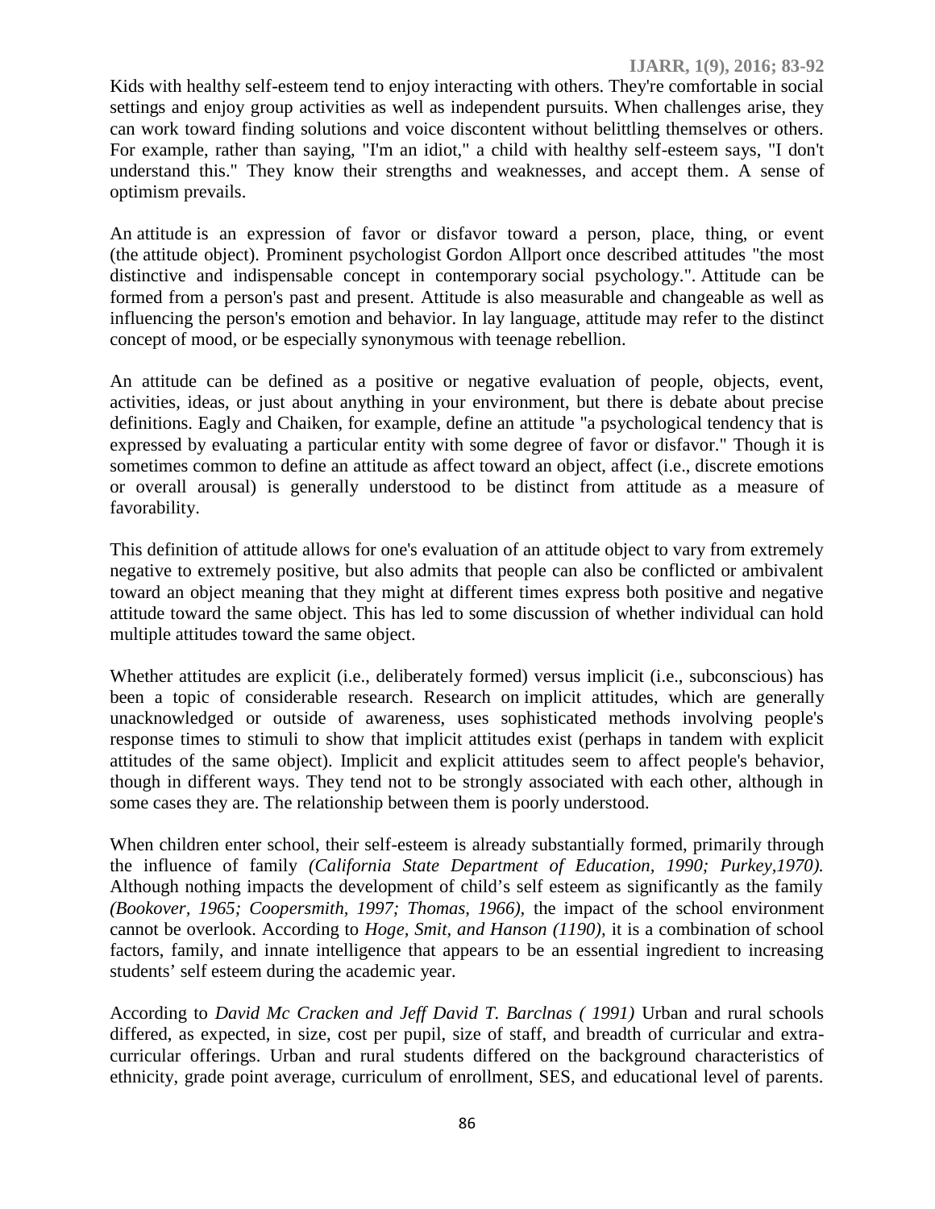Kids with healthy self-esteem tend to enjoy interacting with others. They're comfortable in social settings and enjoy group activities as well as independent pursuits. When challenges arise, they can work toward finding solutions and voice discontent without belittling themselves or others. For example, rather than saying, "I'm an idiot," a child with healthy self-esteem says, "I don't understand this." They know their strengths and weaknesses, and accept them. A sense of optimism prevails.

An attitude is an expression of favor or disfavor toward a person, place, thing, or event (the attitude object). Prominent psychologist Gordon Allport once described attitudes "the most distinctive and indispensable concept in contemporary social psychology.". Attitude can be formed from a person's past and present. Attitude is also measurable and changeable as well as influencing the person's emotion and behavior. In lay language, attitude may refer to the distinct concept of mood, or be especially synonymous with teenage rebellion.

An attitude can be defined as a positive or negative evaluation of people, objects, event, activities, ideas, or just about anything in your environment, but there is debate about precise definitions. Eagly and Chaiken, for example, define an attitude "a psychological tendency that is expressed by evaluating a particular entity with some degree of favor or disfavor." Though it is sometimes common to define an attitude as affect toward an object, affect (i.e., discrete emotions or overall arousal) is generally understood to be distinct from attitude as a measure of favorability.

This definition of attitude allows for one's evaluation of an attitude object to vary from extremely negative to extremely positive, but also admits that people can also be conflicted or ambivalent toward an object meaning that they might at different times express both positive and negative attitude toward the same object. This has led to some discussion of whether individual can hold multiple attitudes toward the same object.

Whether attitudes are explicit (i.e., deliberately formed) versus implicit (i.e., subconscious) has been a topic of considerable research. Research on implicit attitudes, which are generally unacknowledged or outside of awareness, uses sophisticated methods involving people's response times to stimuli to show that implicit attitudes exist (perhaps in tandem with explicit attitudes of the same object). Implicit and explicit attitudes seem to affect people's behavior, though in different ways. They tend not to be strongly associated with each other, although in some cases they are. The relationship between them is poorly understood.

When children enter school, their self-esteem is already substantially formed, primarily through the influence of family *(California State Department of Education, 1990; Purkey,1970).* Although nothing impacts the development of child's self esteem as significantly as the family *(Bookover, 1965; Coopersmith, 1997; Thomas, 1966),* the impact of the school environment cannot be overlook. According to *Hoge, Smit, and Hanson (1190),* it is a combination of school factors, family, and innate intelligence that appears to be an essential ingredient to increasing students' self esteem during the academic year.

According to *David Mc Cracken and Jeff David T. Barclnas ( 1991)* Urban and rural schools differed, as expected, in size, cost per pupil, size of staff, and breadth of curricular and extra-curricular offerings. Urban and rural students differed on the background characteristics of ethnicity, grade point average, curriculum of enrollment, SES, and educational level of parents.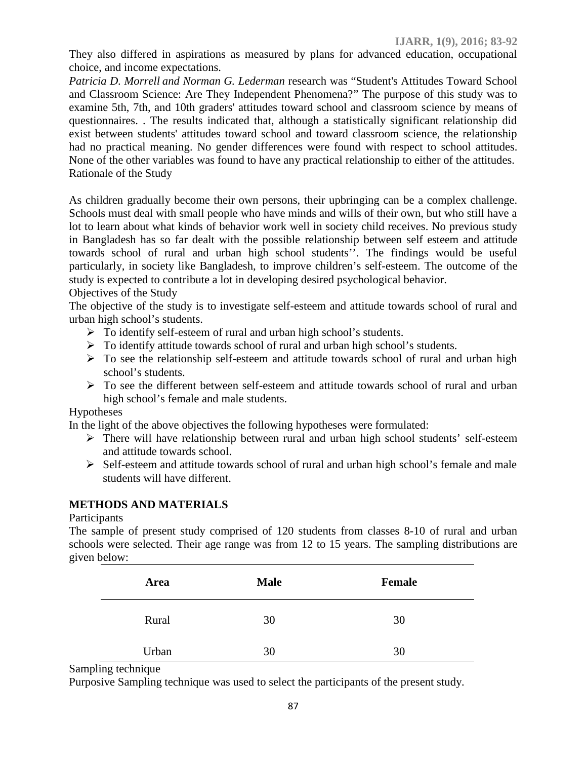They also differed in aspirations as measured by plans for advanced education, occupational choice, and income expectations.

*Patricia D. Morrell and Norman G. Lederman* research was "Student's Attitudes Toward School and Classroom Science: Are They Independent Phenomena?" The purpose of this study was to examine 5th, 7th, and 10th graders' attitudes toward school and classroom science by means of questionnaires. . The results indicated that, although a statistically significant relationship did exist between students' attitudes toward school and toward classroom science, the relationship had no practical meaning. No gender differences were found with respect to school attitudes. None of the other variables was found to have any practical relationship to either of the attitudes.

### Rationale of the Study

As children gradually become their own persons, their upbringing can be a complex challenge. Schools must deal with small people who have minds and wills of their own, but who still have a lot to learn about what kinds of behavior work well in society child receives. No previous study in Bangladesh has so far dealt with the possible relationship between self esteem and attitude towards school of rural and urban high school students''. The findings would be useful particularly, in society like Bangladesh, to improve children's self-esteem. The outcome of the study is expected to contribute a lot in developing desired psychological behavior.

### Objectives of the Study

The objective of the study is to investigate self-esteem and attitude towards school of rural and urban high school's students.

- To identify self-esteem of rural and urban high school's students.
- To identify attitude towards school of rural and urban high school's students.
- To see the relationship self-esteem and attitude towards school of rural and urban high school's students.
- To see the different between self-esteem and attitude towards school of rural and urban high school's female and male students.

### Hypotheses

In the light of the above objectives the following hypotheses were formulated:

- There will have relationship between rural and urban high school students' self-esteem and attitude towards school.
- Self-esteem and attitude towards school of rural and urban high school's female and male students will have different.

## METHODS AND MATERIALS

### Participants

The sample of present study comprised of 120 students from classes 8-10 of rural and urban schools were selected. Their age range was from 12 to 15 years. The sampling distributions are given below:

| Area | Male | Female |
|---|---|---|
| Rural | 30 | 30 |
| Urban | 30 | 30 |

### Sampling technique

Purposive Sampling technique was used to select the participants of the present study.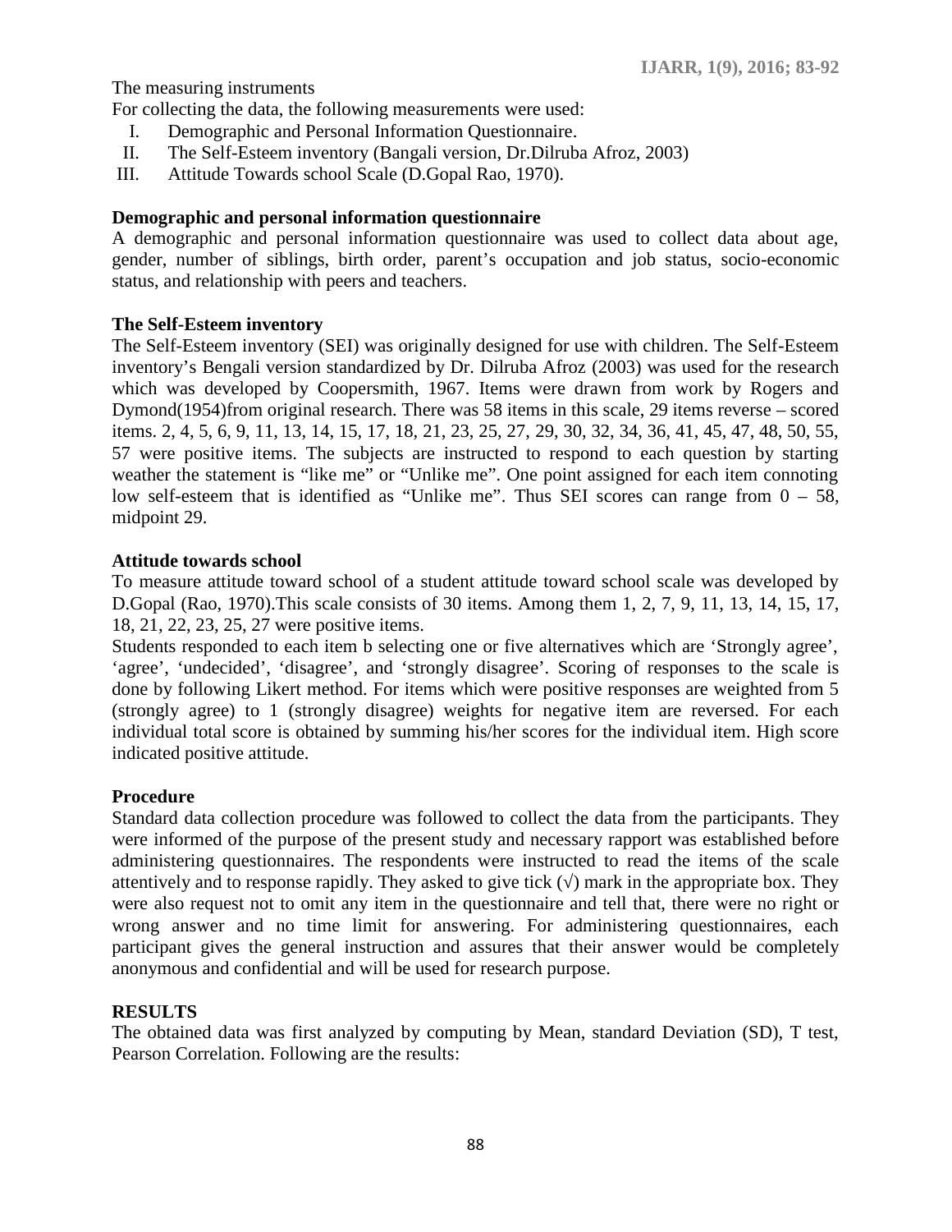The measuring instruments

For collecting the data, the following measurements were used:

I. Demographic and Personal Information Questionnaire.
II. The Self-Esteem inventory (Bangali version, Dr.Dilruba Afroz, 2003)
III. Attitude Towards school Scale (D.Gopal Rao, 1970).

**Demographic and personal information questionnaire**

A demographic and personal information questionnaire was used to collect data about age, gender, number of siblings, birth order, parent's occupation and job status, socio-economic status, and relationship with peers and teachers.

**The Self-Esteem inventory**

The Self-Esteem inventory (SEI) was originally designed for use with children. The Self-Esteem inventory's Bengali version standardized by Dr. Dilruba Afroz (2003) was used for the research which was developed by Coopersmith, 1967. Items were drawn from work by Rogers and Dymond(1954)from original research. There was 58 items in this scale, 29 items reverse – scored items. 2, 4, 5, 6, 9, 11, 13, 14, 15, 17, 18, 21, 23, 25, 27, 29, 30, 32, 34, 36, 41, 45, 47, 48, 50, 55, 57 were positive items. The subjects are instructed to respond to each question by starting weather the statement is "like me" or "Unlike me". One point assigned for each item connoting low self-esteem that is identified as "Unlike me". Thus SEI scores can range from 0 – 58, midpoint 29.

**Attitude towards school**

To measure attitude toward school of a student attitude toward school scale was developed by D.Gopal (Rao, 1970).This scale consists of 30 items. Among them 1, 2, 7, 9, 11, 13, 14, 15, 17, 18, 21, 22, 23, 25, 27 were positive items.

Students responded to each item b selecting one or five alternatives which are 'Strongly agree', 'agree', 'undecided', 'disagree', and 'strongly disagree'. Scoring of responses to the scale is done by following Likert method. For items which were positive responses are weighted from 5 (strongly agree) to 1 (strongly disagree) weights for negative item are reversed. For each individual total score is obtained by summing his/her scores for the individual item. High score indicated positive attitude.

**Procedure**

Standard data collection procedure was followed to collect the data from the participants. They were informed of the purpose of the present study and necessary rapport was established before administering questionnaires. The respondents were instructed to read the items of the scale attentively and to response rapidly. They asked to give tick (√) mark in the appropriate box. They were also request not to omit any item in the questionnaire and tell that, there were no right or wrong answer and no time limit for answering. For administering questionnaires, each participant gives the general instruction and assures that their answer would be completely anonymous and confidential and will be used for research purpose.

**RESULTS**

The obtained data was first analyzed by computing by Mean, standard Deviation (SD), T test, Pearson Correlation. Following are the results: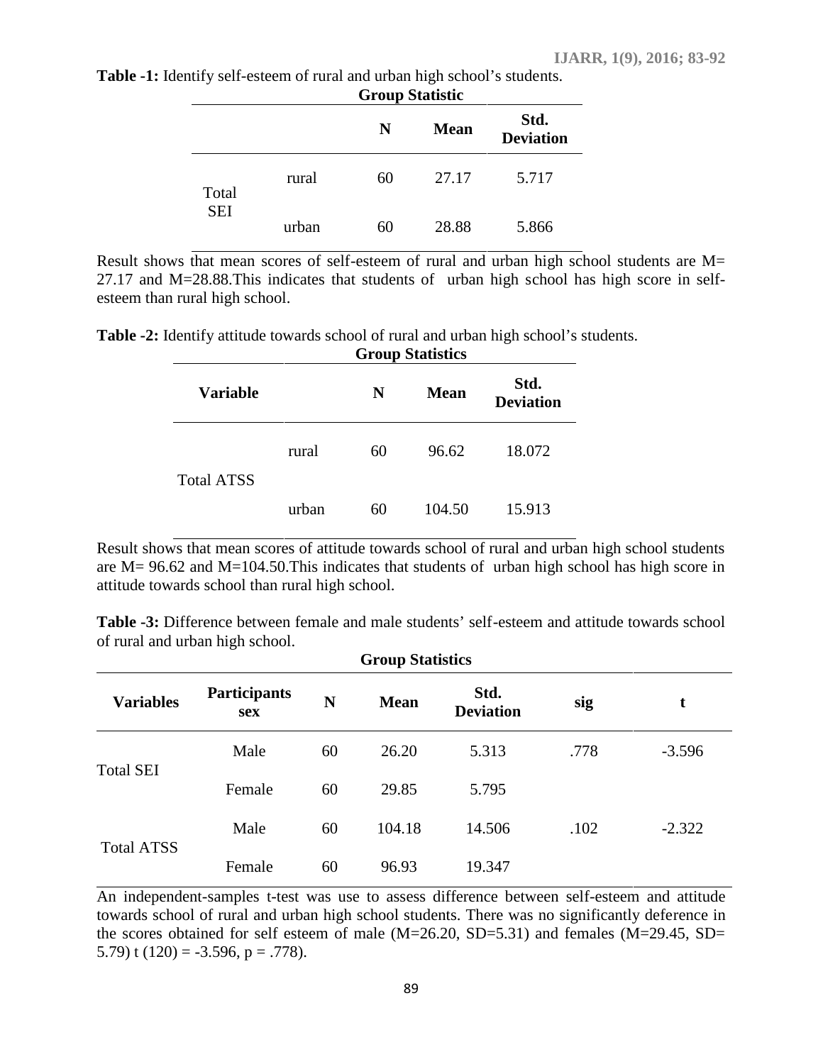**Table -1:** Identify self-esteem of rural and urban high school's students.

**Group Statistic**

| | | N | Mean | Std. Deviation |
|---|---|---|---|---|
| Total SEI | rural | 60 | 27.17 | 5.717 |
| | urban | 60 | 28.88 | 5.866 |

Result shows that mean scores of self-esteem of rural and urban high school students are M= 27.17 and M=28.88.This indicates that students of urban high school has high score in self-esteem than rural high school.

**Table -2:** Identify attitude towards school of rural and urban high school's students.

**Group Statistics**

| Variable | | N | Mean | Std. Deviation |
|---|---|---|---|---|
| Total ATSS | rural | 60 | 96.62 | 18.072 |
| | urban | 60 | 104.50 | 15.913 |

Result shows that mean scores of attitude towards school of rural and urban high school students are M= 96.62 and M=104.50.This indicates that students of urban high school has high score in attitude towards school than rural high school.

**Table -3:** Difference between female and male students' self-esteem and attitude towards school of rural and urban high school.

**Group Statistics**

| Variables | Participants sex | N | Mean | Std. Deviation | sig | t |
|---|---|---|---|---|---|---|
| Total SEI | Male | 60 | 26.20 | 5.313 | .778 | -3.596 |
| | Female | 60 | 29.85 | 5.795 | | |
| Total ATSS | Male | 60 | 104.18 | 14.506 | .102 | -2.322 |
| | Female | 60 | 96.93 | 19.347 | | |

An independent-samples t-test was use to assess difference between self-esteem and attitude towards school of rural and urban high school students. There was no significantly deference in the scores obtained for self esteem of male (M=26.20, SD=5.31) and females (M=29.45, SD= 5.79) t (120) = -3.596, p = .778).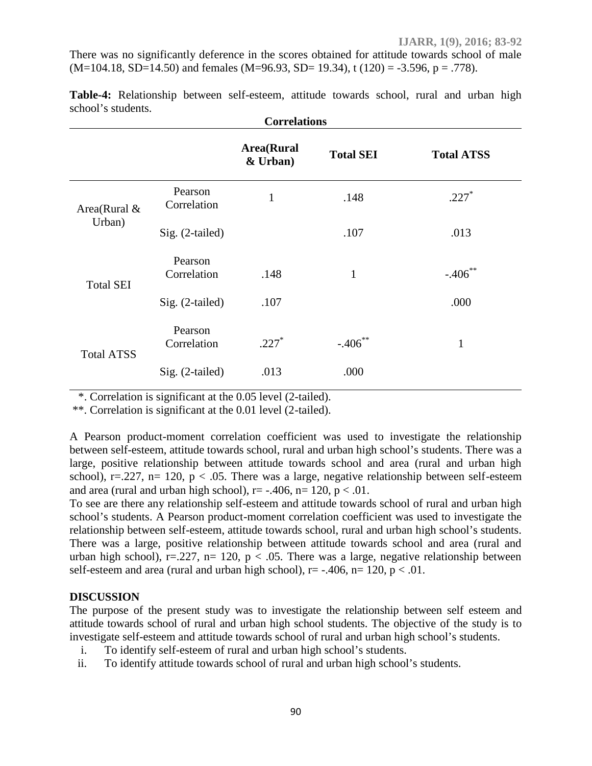There was no significantly deference in the scores obtained for attitude towards school of male (M=104.18, SD=14.50) and females (M=96.93, SD= 19.34), t (120) = -3.596, p = .778).

**Table-4:** Relationship between self-esteem, attitude towards school, rural and urban high school's students.

**Correlations**

| | | Area(Rural & Urban) | Total SEI | Total ATSS |
|---|---|---|---|---|
| Area(Rural & Urban) | Pearson Correlation | 1 | .148 | .227* |
| | Sig. (2-tailed) | | .107 | .013 |
| Total SEI | Pearson Correlation | .148 | 1 | -.406** |
| | Sig. (2-tailed) | .107 | | .000 |
| Total ATSS | Pearson Correlation | .227* | -.406** | 1 |
| | Sig. (2-tailed) | .013 | .000 | |

*. Correlation is significant at the 0.05 level (2-tailed).
**. Correlation is significant at the 0.01 level (2-tailed).

A Pearson product-moment correlation coefficient was used to investigate the relationship between self-esteem, attitude towards school, rural and urban high school's students. There was a large, positive relationship between attitude towards school and area (rural and urban high school), r=.227, n= 120, $p < .05$. There was a large, negative relationship between self-esteem and area (rural and urban high school), r= -.406, n= 120, $p < .01$.

To see are there any relationship self-esteem and attitude towards school of rural and urban high school's students. A Pearson product-moment correlation coefficient was used to investigate the relationship between self-esteem, attitude towards school, rural and urban high school's students. There was a large, positive relationship between attitude towards school and area (rural and urban high school), r=.227, n= 120, $p < .05$. There was a large, negative relationship between self-esteem and area (rural and urban high school), r= -.406, n= 120, $p < .01$.

## DISCUSSION

The purpose of the present study was to investigate the relationship between self esteem and attitude towards school of rural and urban high school students. The objective of the study is to investigate self-esteem and attitude towards school of rural and urban high school's students.

i. To identify self-esteem of rural and urban high school's students.
ii. To identify attitude towards school of rural and urban high school's students.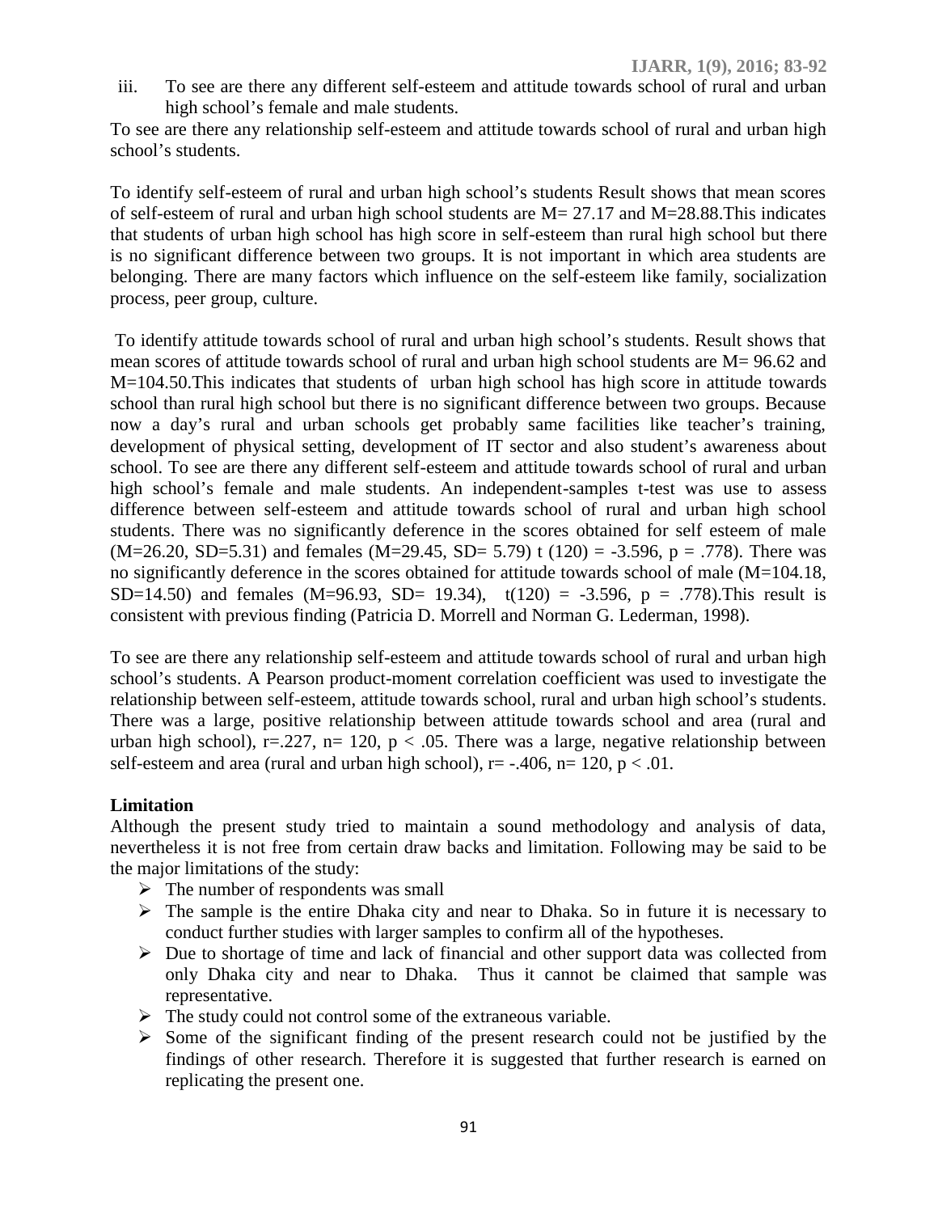iii. To see are there any different self-esteem and attitude towards school of rural and urban high school's female and male students.

To see are there any relationship self-esteem and attitude towards school of rural and urban high school's students.

To identify self-esteem of rural and urban high school's students Result shows that mean scores of self-esteem of rural and urban high school students are M= 27.17 and M=28.88.This indicates that students of urban high school has high score in self-esteem than rural high school but there is no significant difference between two groups. It is not important in which area students are belonging. There are many factors which influence on the self-esteem like family, socialization process, peer group, culture.

To identify attitude towards school of rural and urban high school's students. Result shows that mean scores of attitude towards school of rural and urban high school students are M= 96.62 and M=104.50.This indicates that students of urban high school has high score in attitude towards school than rural high school but there is no significant difference between two groups. Because now a day's rural and urban schools get probably same facilities like teacher's training, development of physical setting, development of IT sector and also student's awareness about school. To see are there any different self-esteem and attitude towards school of rural and urban high school's female and male students. An independent-samples t-test was use to assess difference between self-esteem and attitude towards school of rural and urban high school students. There was no significantly deference in the scores obtained for self esteem of male (M=26.20, SD=5.31) and females (M=29.45, SD= 5.79) $t(120) = -3.596$, $p = .778$). There was no significantly deference in the scores obtained for attitude towards school of male (M=104.18, SD=14.50) and females (M=96.93, SD= 19.34), $t(120) = -3.596$, $p = .778$).This result is consistent with previous finding (Patricia D. Morrell and Norman G. Lederman, 1998).

To see are there any relationship self-esteem and attitude towards school of rural and urban high school's students. A Pearson product-moment correlation coefficient was used to investigate the relationship between self-esteem, attitude towards school, rural and urban high school's students. There was a large, positive relationship between attitude towards school and area (rural and urban high school), $r=.227$, $n= 120$, $p < .05$. There was a large, negative relationship between self-esteem and area (rural and urban high school), $r= -.406$, $n= 120$, $p < .01$.

**Limitation**

Although the present study tried to maintain a sound methodology and analysis of data, nevertheless it is not free from certain draw backs and limitation. Following may be said to be the major limitations of the study:

- The number of respondents was small
- The sample is the entire Dhaka city and near to Dhaka. So in future it is necessary to conduct further studies with larger samples to confirm all of the hypotheses.
- Due to shortage of time and lack of financial and other support data was collected from only Dhaka city and near to Dhaka. Thus it cannot be claimed that sample was representative.
- The study could not control some of the extraneous variable.
- Some of the significant finding of the present research could not be justified by the findings of other research. Therefore it is suggested that further research is earned on replicating the present one.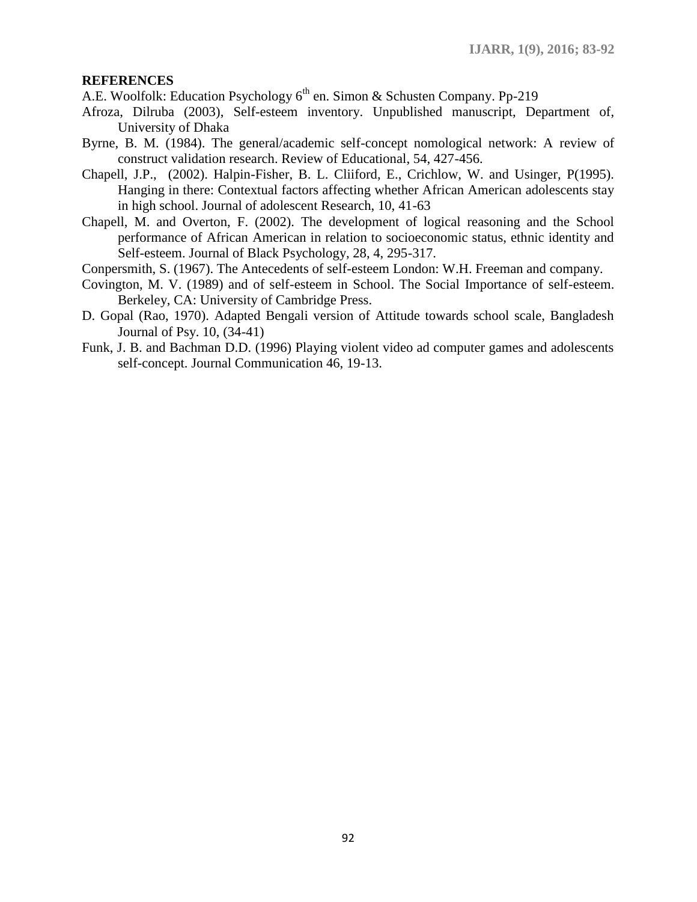**REFERENCES**

A.E. Woolfolk: Education Psychology 6th en. Simon & Schusten Company. Pp-219

Afroza, Dilruba (2003), Self-esteem inventory. Unpublished manuscript, Department of, University of Dhaka

Byrne, B. M. (1984). The general/academic self-concept nomological network: A review of construct validation research. Review of Educational, 54, 427-456.

Chapell, J.P., (2002). Halpin-Fisher, B. L. Cliiford, E., Crichlow, W. and Usinger, P(1995). Hanging in there: Contextual factors affecting whether African American adolescents stay in high school. Journal of adolescent Research, 10, 41-63

Chapell, M. and Overton, F. (2002). The development of logical reasoning and the School performance of African American in relation to socioeconomic status, ethnic identity and Self-esteem. Journal of Black Psychology, 28, 4, 295-317.

Conpersmith, S. (1967). The Antecedents of self-esteem London: W.H. Freeman and company.

Covington, M. V. (1989) and of self-esteem in School. The Social Importance of self-esteem. Berkeley, CA: University of Cambridge Press.

D. Gopal (Rao, 1970). Adapted Bengali version of Attitude towards school scale, Bangladesh Journal of Psy. 10, (34-41)

Funk, J. B. and Bachman D.D. (1996) Playing violent video ad computer games and adolescents self-concept. Journal Communication 46, 19-13.